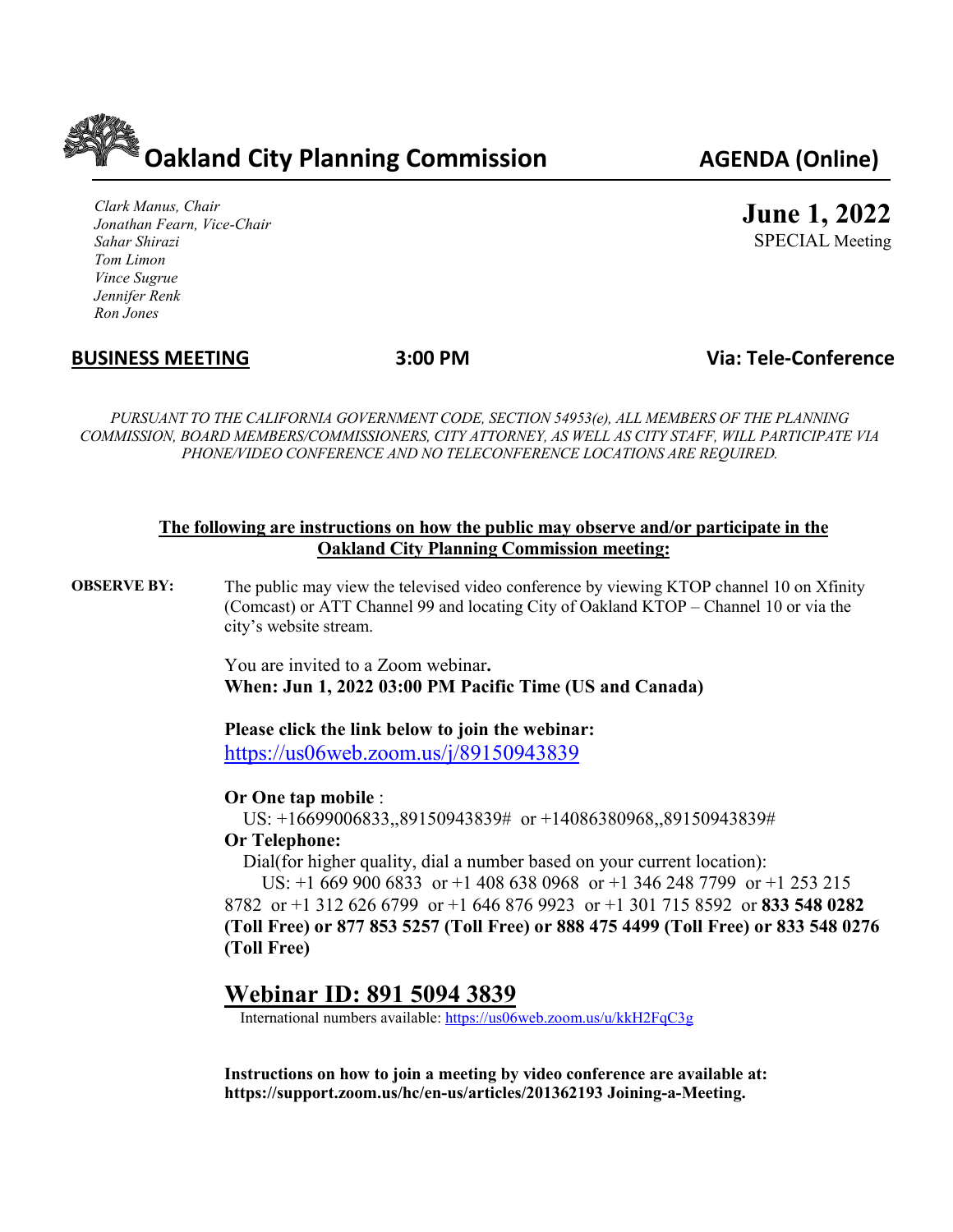# Oakland City Planning Commission

**AGENDA (Online)**

*Clark Manus, Chair*
*Jonathan Fearn, Vice-Chair*
*Sahar Shirazi*
*Tom Limon*
*Vince Sugrue*
*Jennifer Renk*
*Ron Jones*

**June 1, 2022**
SPECIAL Meeting

**BUSINESS MEETING** — **3:00 PM** — **Via: Tele-Conference**

*PURSUANT TO THE CALIFORNIA GOVERNMENT CODE, SECTION 54953(e), ALL MEMBERS OF THE PLANNING COMMISSION, BOARD MEMBERS/COMMISSIONERS, CITY ATTORNEY, AS WELL AS CITY STAFF, WILL PARTICIPATE VIA PHONE/VIDEO CONFERENCE AND NO TELECONFERENCE LOCATIONS ARE REQUIRED.*

**The following are instructions on how the public may observe and/or participate in the Oakland City Planning Commission meeting:**

**OBSERVE BY:** The public may view the televised video conference by viewing KTOP channel 10 on Xfinity (Comcast) or ATT Channel 99 and locating City of Oakland KTOP – Channel 10 or via the city's website stream.

You are invited to a Zoom webinar**.**
**When: Jun 1, 2022 03:00 PM Pacific Time (US and Canada)**

**Please click the link below to join the webinar:**
https://us06web.zoom.us/j/89150943839

**Or One tap mobile** :
US: +16699006833,,89150943839# or +14086380968,,89150943839#

**Or Telephone:**
Dial(for higher quality, dial a number based on your current location):
US: +1 669 900 6833 or +1 408 638 0968 or +1 346 248 7799 or +1 253 215 8782 or +1 312 626 6799 or +1 646 876 9923 or +1 301 715 8592 or **833 548 0282 (Toll Free) or 877 853 5257 (Toll Free) or 888 475 4499 (Toll Free) or 833 548 0276 (Toll Free)**

## Webinar ID: 891 5094 3839

International numbers available: https://us06web.zoom.us/u/kkH2FqC3g

**Instructions on how to join a meeting by video conference are available at: https://support.zoom.us/hc/en-us/articles/201362193 Joining-a-Meeting.**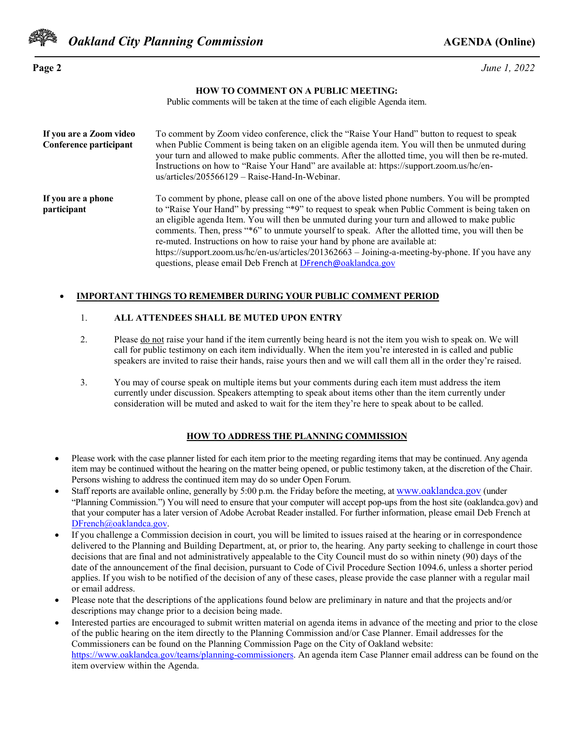## HOW TO COMMENT ON A PUBLIC MEETING:

Public comments will be taken at the time of each eligible Agenda item.

**If you are a Zoom video Conference participant**

To comment by Zoom video conference, click the "Raise Your Hand" button to request to speak when Public Comment is being taken on an eligible agenda item. You will then be unmuted during your turn and allowed to make public comments. After the allotted time, you will then be re-muted. Instructions on how to "Raise Your Hand" are available at: https://support.zoom.us/hc/en-us/articles/205566129 – Raise-Hand-In-Webinar.

**If you are a phone participant**

To comment by phone, please call on one of the above listed phone numbers. You will be prompted to "Raise Your Hand" by pressing "*9" to request to speak when Public Comment is being taken on an eligible agenda Item. You will then be unmuted during your turn and allowed to make public comments. Then, press "*6" to unmute yourself to speak. After the allotted time, you will then be re-muted. Instructions on how to raise your hand by phone are available at: https://support.zoom.us/hc/en-us/articles/201362663 – Joining-a-meeting-by-phone. If you have any questions, please email Deb French at DFrench@oaklandca.gov

- **IMPORTANT THINGS TO REMEMBER DURING YOUR PUBLIC COMMENT PERIOD**

  1. **ALL ATTENDEES SHALL BE MUTED UPON ENTRY**
  2. Please do not raise your hand if the item currently being heard is not the item you wish to speak on. We will call for public testimony on each item individually. When the item you're interested in is called and public speakers are invited to raise their hands, raise yours then and we will call them all in the order they're raised.
  3. You may of course speak on multiple items but your comments during each item must address the item currently under discussion. Speakers attempting to speak about items other than the item currently under consideration will be muted and asked to wait for the item they're here to speak about to be called.

## HOW TO ADDRESS THE PLANNING COMMISSION

- Please work with the case planner listed for each item prior to the meeting regarding items that may be continued. Any agenda item may be continued without the hearing on the matter being opened, or public testimony taken, at the discretion of the Chair. Persons wishing to address the continued item may do so under Open Forum.
- Staff reports are available online, generally by 5:00 p.m. the Friday before the meeting, at www.oaklandca.gov (under "Planning Commission.") You will need to ensure that your computer will accept pop-ups from the host site (oaklandca.gov) and that your computer has a later version of Adobe Acrobat Reader installed. For further information, please email Deb French at DFrench@oaklandca.gov.
- If you challenge a Commission decision in court, you will be limited to issues raised at the hearing or in correspondence delivered to the Planning and Building Department, at, or prior to, the hearing. Any party seeking to challenge in court those decisions that are final and not administratively appealable to the City Council must do so within ninety (90) days of the date of the announcement of the final decision, pursuant to Code of Civil Procedure Section 1094.6, unless a shorter period applies. If you wish to be notified of the decision of any of these cases, please provide the case planner with a regular mail or email address.
- Please note that the descriptions of the applications found below are preliminary in nature and that the projects and/or descriptions may change prior to a decision being made.
- Interested parties are encouraged to submit written material on agenda items in advance of the meeting and prior to the close of the public hearing on the item directly to the Planning Commission and/or Case Planner. Email addresses for the Commissioners can be found on the Planning Commission Page on the City of Oakland website: https://www.oaklandca.gov/teams/planning-commissioners. An agenda item Case Planner email address can be found on the item overview within the Agenda.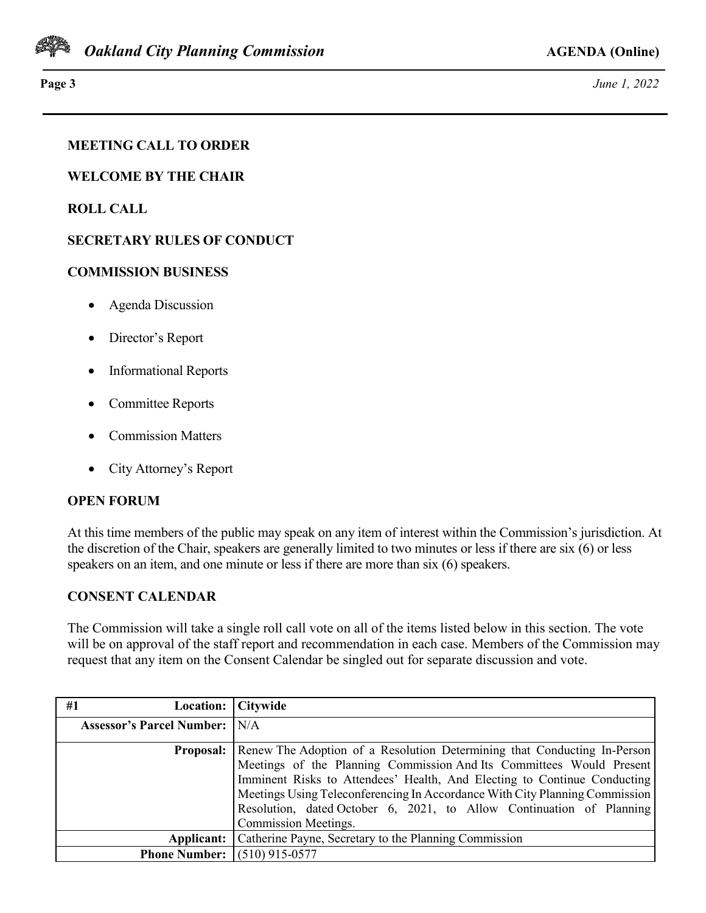**MEETING CALL TO ORDER**

**WELCOME BY THE CHAIR**

**ROLL CALL**

**SECRETARY RULES OF CONDUCT**

**COMMISSION BUSINESS**

- Agenda Discussion
- Director's Report
- Informational Reports
- Committee Reports
- Commission Matters
- City Attorney's Report

**OPEN FORUM**

At this time members of the public may speak on any item of interest within the Commission's jurisdiction. At the discretion of the Chair, speakers are generally limited to two minutes or less if there are six (6) or less speakers on an item, and one minute or less if there are more than six (6) speakers.

**CONSENT CALENDAR**

The Commission will take a single roll call vote on all of the items listed below in this section. The vote will be on approval of the staff report and recommendation in each case. Members of the Commission may request that any item on the Consent Calendar be singled out for separate discussion and vote.

| **#1 Location:** | **Citywide** |
|---|---|
| **Assessor's Parcel Number:** | N/A |
| **Proposal:** | Renew The Adoption of a Resolution Determining that Conducting In-Person Meetings of the Planning Commission And Its Committees Would Present Imminent Risks to Attendees' Health, And Electing to Continue Conducting Meetings Using Teleconferencing In Accordance With City Planning Commission Resolution, dated October 6, 2021, to Allow Continuation of Planning Commission Meetings. |
| **Applicant:** | Catherine Payne, Secretary to the Planning Commission |
| **Phone Number:** | (510) 915-0577 |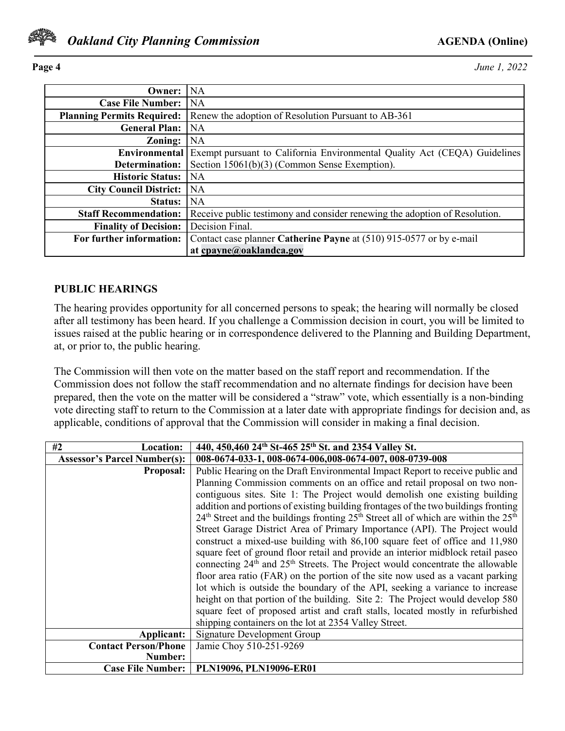| | |
|---|---|
| **Owner:** | NA |
| **Case File Number:** | NA |
| **Planning Permits Required:** | Renew the adoption of Resolution Pursuant to AB-361 |
| **General Plan:** | NA |
| **Zoning:** | NA |
| **Environmental Determination:** | Exempt pursuant to California Environmental Quality Act (CEQA) Guidelines Section 15061(b)(3) (Common Sense Exemption). |
| **Historic Status:** | NA |
| **City Council District:** | NA |
| **Status:** | NA |
| **Staff Recommendation:** | Receive public testimony and consider renewing the adoption of Resolution. |
| **Finality of Decision:** | Decision Final. |
| **For further information:** | Contact case planner **Catherine Payne** at (510) 915-0577 or by e-mail **at cpayne@oaklandca.gov** |

## PUBLIC HEARINGS

The hearing provides opportunity for all concerned persons to speak; the hearing will normally be closed after all testimony has been heard. If you challenge a Commission decision in court, you will be limited to issues raised at the public hearing or in correspondence delivered to the Planning and Building Department, at, or prior to, the public hearing.

The Commission will then vote on the matter based on the staff report and recommendation. If the Commission does not follow the staff recommendation and no alternate findings for decision have been prepared, then the vote on the matter will be considered a "straw" vote, which essentially is a non-binding vote directing staff to return to the Commission at a later date with appropriate findings for decision and, as applicable, conditions of approval that the Commission will consider in making a final decision.

| **#2 Location:** | **440, 450,460 24th St-465 25th St. and 2354 Valley St.** |
|---|---|
| **Assessor's Parcel Number(s):** | **008-0674-033-1, 008-0674-006,008-0674-007, 008-0739-008** |
| **Proposal:** | Public Hearing on the Draft Environmental Impact Report to receive public and Planning Commission comments on an office and retail proposal on two non-contiguous sites. Site 1: The Project would demolish one existing building addition and portions of existing building frontages of the two buildings fronting 24th Street and the buildings fronting 25th Street all of which are within the 25th Street Garage District Area of Primary Importance (API). The Project would construct a mixed-use building with 86,100 square feet of office and 11,980 square feet of ground floor retail and provide an interior midblock retail paseo connecting 24th and 25th Streets. The Project would concentrate the allowable floor area ratio (FAR) on the portion of the site now used as a vacant parking lot which is outside the boundary of the API, seeking a variance to increase height on that portion of the building. Site 2: The Project would develop 580 square feet of proposed artist and craft stalls, located mostly in refurbished shipping containers on the lot at 2354 Valley Street. |
| **Applicant:** | Signature Development Group |
| **Contact Person/Phone Number:** | Jamie Choy 510-251-9269 |
| **Case File Number:** | **PLN19096, PLN19096-ER01** |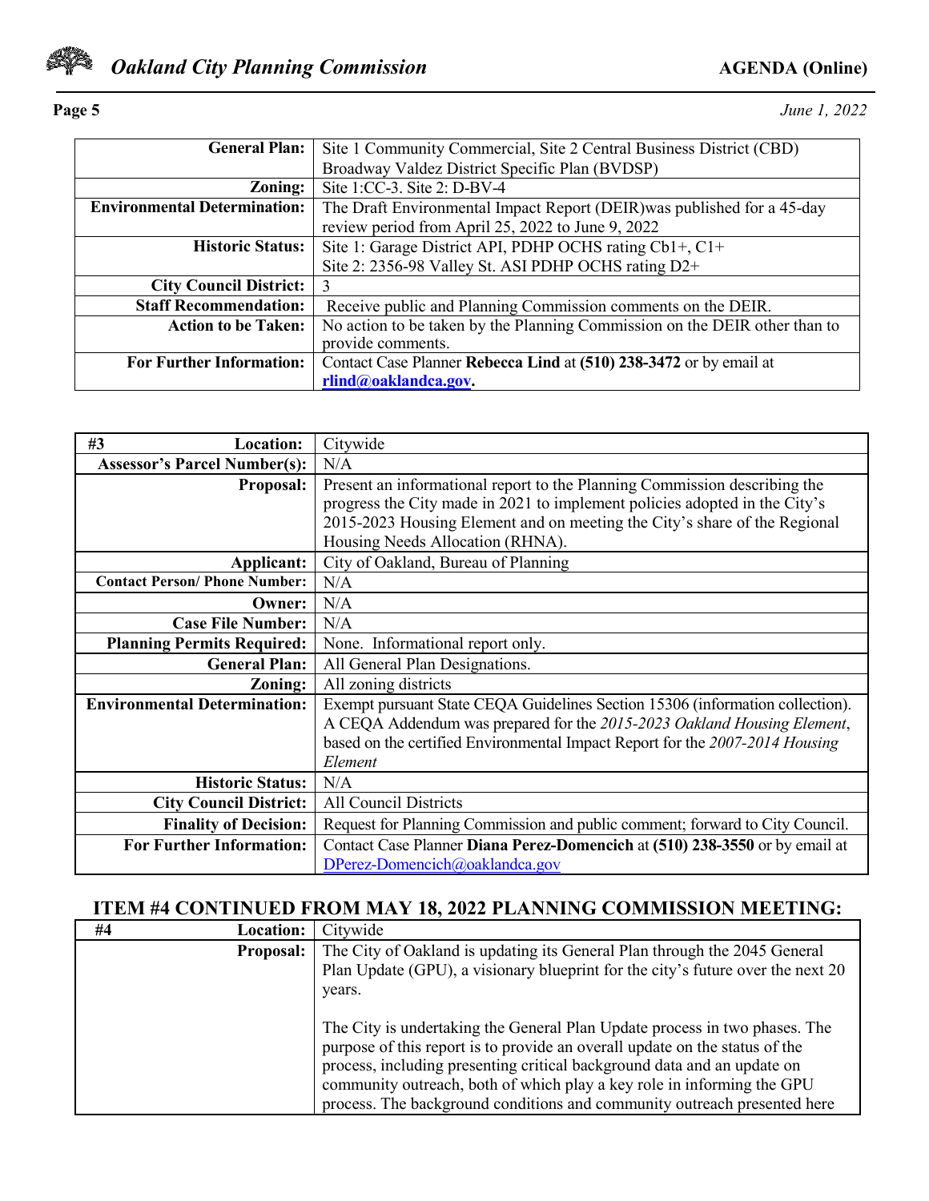| | |
|---|---|
| **General Plan:** | Site 1 Community Commercial, Site 2 Central Business District (CBD) Broadway Valdez District Specific Plan (BVDSP) |
| **Zoning:** | Site 1:CC-3. Site 2: D-BV-4 |
| **Environmental Determination:** | The Draft Environmental Impact Report (DEIR)was published for a 45-day review period from April 25, 2022 to June 9, 2022 |
| **Historic Status:** | Site 1: Garage District API, PDHP OCHS rating Cb1+, C1+<br>Site 2: 2356-98 Valley St. ASI PDHP OCHS rating D2+ |
| **City Council District:** | 3 |
| **Staff Recommendation:** | Receive public and Planning Commission comments on the DEIR. |
| **Action to be Taken:** | No action to be taken by the Planning Commission on the DEIR other than to provide comments. |
| **For Further Information:** | Contact Case Planner **Rebecca Lind** at **(510) 238-3472** or by email at **rlind@oaklandca.gov.** |

| **#3 Location:** | Citywide |
|---|---|
| **Assessor's Parcel Number(s):** | N/A |
| **Proposal:** | Present an informational report to the Planning Commission describing the progress the City made in 2021 to implement policies adopted in the City's 2015-2023 Housing Element and on meeting the City's share of the Regional Housing Needs Allocation (RHNA). |
| **Applicant:** | City of Oakland, Bureau of Planning |
| **Contact Person/ Phone Number:** | N/A |
| **Owner:** | N/A |
| **Case File Number:** | N/A |
| **Planning Permits Required:** | None. Informational report only. |
| **General Plan:** | All General Plan Designations. |
| **Zoning:** | All zoning districts |
| **Environmental Determination:** | Exempt pursuant State CEQA Guidelines Section 15306 (information collection). A CEQA Addendum was prepared for the *2015-2023 Oakland Housing Element*, based on the certified Environmental Impact Report for the *2007-2014 Housing Element* |
| **Historic Status:** | N/A |
| **City Council District:** | All Council Districts |
| **Finality of Decision:** | Request for Planning Commission and public comment; forward to City Council. |
| **For Further Information:** | Contact Case Planner **Diana Perez-Domencich** at **(510) 238-3550** or by email at DPerez-Domencich@oaklandca.gov |

## ITEM #4 CONTINUED FROM MAY 18, 2022 PLANNING COMMISSION MEETING:

| **#4 Location:** | Citywide |
|---|---|
| **Proposal:** | The City of Oakland is updating its General Plan through the 2045 General Plan Update (GPU), a visionary blueprint for the city's future over the next 20 years.<br><br>The City is undertaking the General Plan Update process in two phases. The purpose of this report is to provide an overall update on the status of the process, including presenting critical background data and an update on community outreach, both of which play a key role in informing the GPU process. The background conditions and community outreach presented here |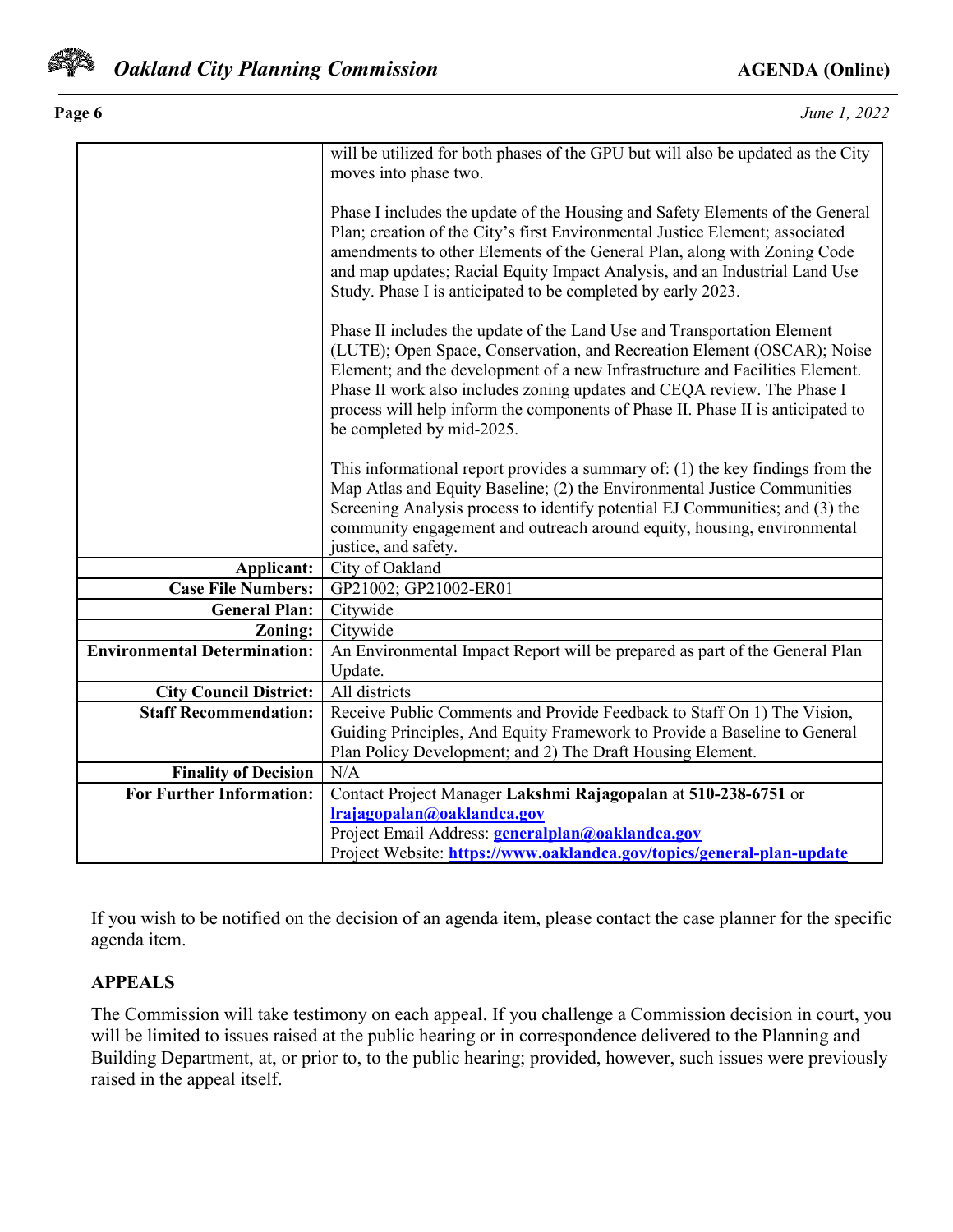|  |  |
|---|---|
|  | will be utilized for both phases of the GPU but will also be updated as the City moves into phase two.<br><br>Phase I includes the update of the Housing and Safety Elements of the General Plan; creation of the City's first Environmental Justice Element; associated amendments to other Elements of the General Plan, along with Zoning Code and map updates; Racial Equity Impact Analysis, and an Industrial Land Use Study. Phase I is anticipated to be completed by early 2023.<br><br>Phase II includes the update of the Land Use and Transportation Element (LUTE); Open Space, Conservation, and Recreation Element (OSCAR); Noise Element; and the development of a new Infrastructure and Facilities Element. Phase II work also includes zoning updates and CEQA review. The Phase I process will help inform the components of Phase II. Phase II is anticipated to be completed by mid-2025.<br><br>This informational report provides a summary of: (1) the key findings from the Map Atlas and Equity Baseline; (2) the Environmental Justice Communities Screening Analysis process to identify potential EJ Communities; and (3) the community engagement and outreach around equity, housing, environmental justice, and safety. |
| **Applicant:** | City of Oakland |
| **Case File Numbers:** | GP21002; GP21002-ER01 |
| **General Plan:** | Citywide |
| **Zoning:** | Citywide |
| **Environmental Determination:** | An Environmental Impact Report will be prepared as part of the General Plan Update. |
| **City Council District:** | All districts |
| **Staff Recommendation:** | Receive Public Comments and Provide Feedback to Staff On 1) The Vision, Guiding Principles, And Equity Framework to Provide a Baseline to General Plan Policy Development; and 2) The Draft Housing Element. |
| **Finality of Decision** | N/A |
| **For Further Information:** | Contact Project Manager **Lakshmi Rajagopalan** at **510-238-6751** or **lrajagopalan@oaklandca.gov**<br>Project Email Address: **generalplan@oaklandca.gov**<br>Project Website: **https://www.oaklandca.gov/topics/general-plan-update** |

If you wish to be notified on the decision of an agenda item, please contact the case planner for the specific agenda item.

**APPEALS**

The Commission will take testimony on each appeal. If you challenge a Commission decision in court, you will be limited to issues raised at the public hearing or in correspondence delivered to the Planning and Building Department, at, or prior to, to the public hearing; provided, however, such issues were previously raised in the appeal itself.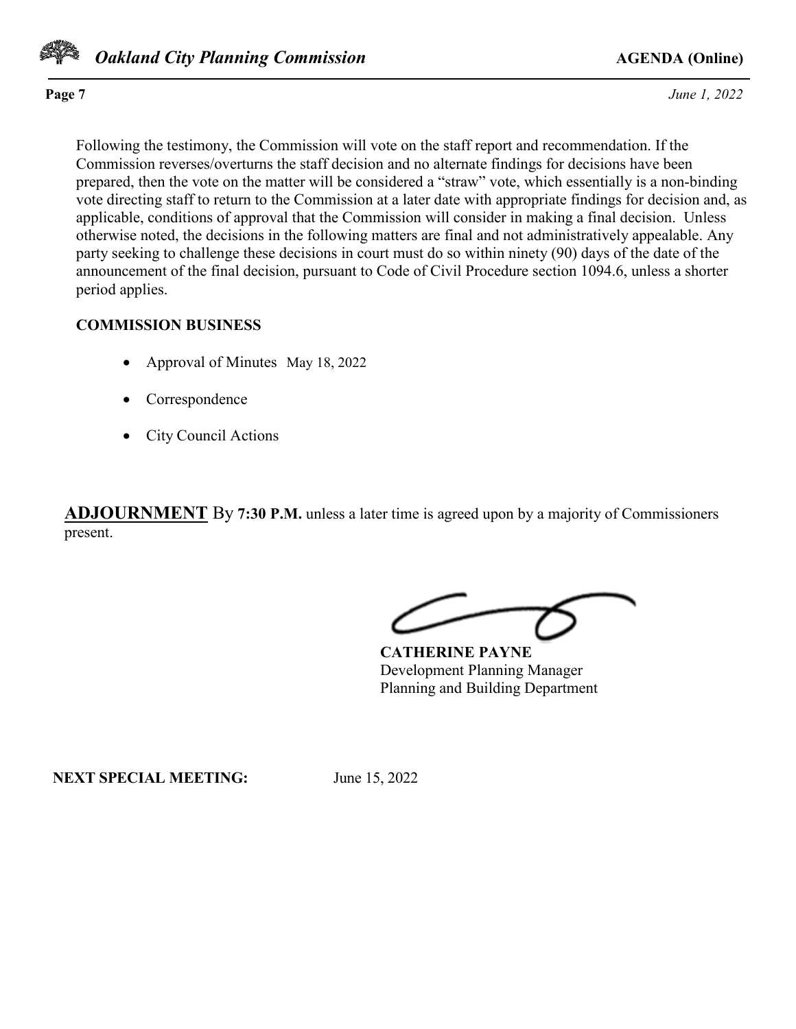Following the testimony, the Commission will vote on the staff report and recommendation. If the Commission reverses/overturns the staff decision and no alternate findings for decisions have been prepared, then the vote on the matter will be considered a "straw" vote, which essentially is a non-binding vote directing staff to return to the Commission at a later date with appropriate findings for decision and, as applicable, conditions of approval that the Commission will consider in making a final decision. Unless otherwise noted, the decisions in the following matters are final and not administratively appealable. Any party seeking to challenge these decisions in court must do so within ninety (90) days of the date of the announcement of the final decision, pursuant to Code of Civil Procedure section 1094.6, unless a shorter period applies.

**COMMISSION BUSINESS**

- Approval of Minutes May 18, 2022
- Correspondence
- City Council Actions

**ADJOURNMENT** By **7:30 P.M.** unless a later time is agreed upon by a majority of Commissioners present.

**CATHERINE PAYNE**
Development Planning Manager
Planning and Building Department

**NEXT SPECIAL MEETING:** June 15, 2022